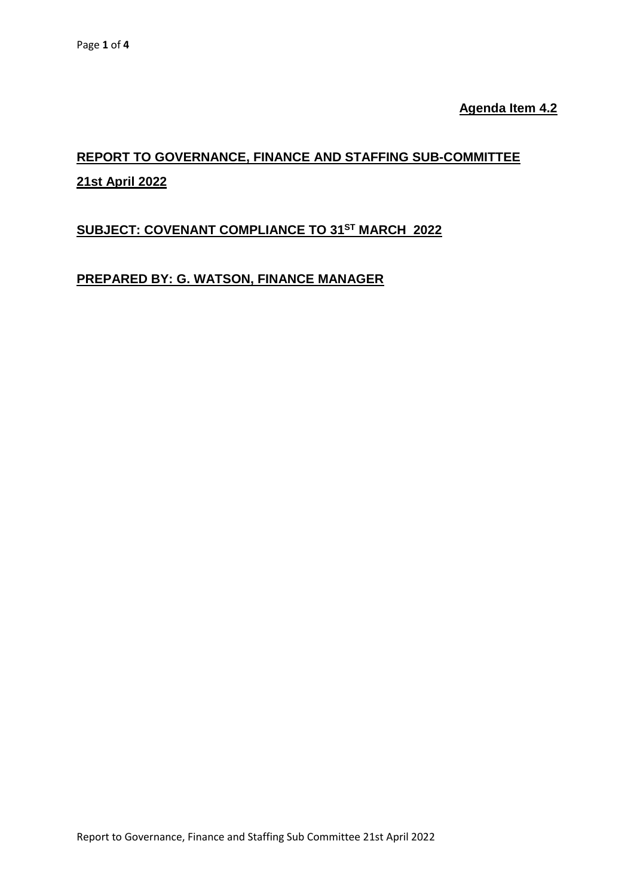**Agenda Item 4.2**

## REPORT TO GOVERNANCE, FINANCE AND STAFFING SUB-COMMITTEE

## 21st April 2022

## SUBJECT: COVENANT COMPLIANCE TO 31ST MARCH 2022

## PREPARED BY: G. WATSON, FINANCE MANAGER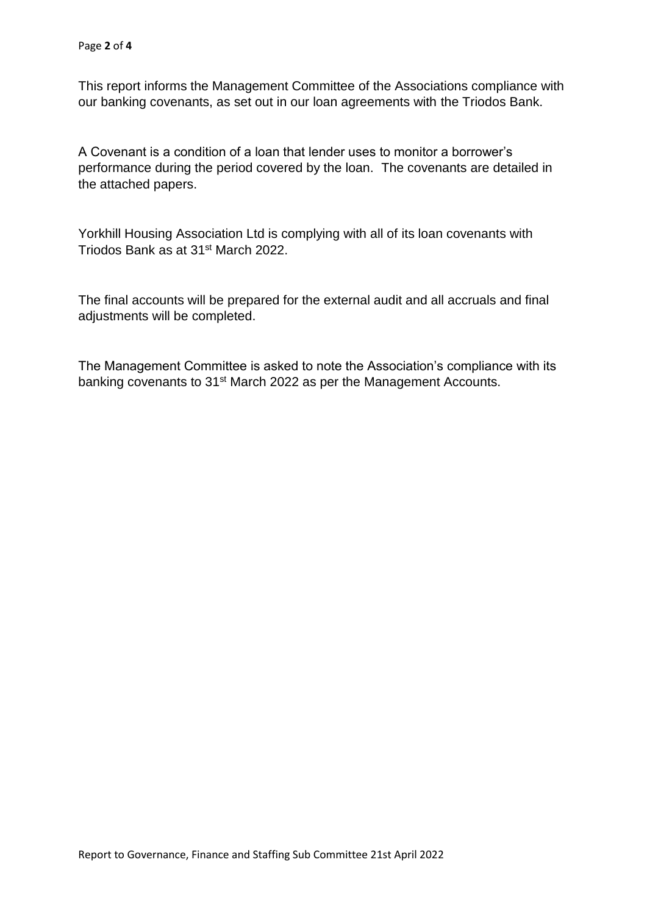This report informs the Management Committee of the Associations compliance with our banking covenants, as set out in our loan agreements with the Triodos Bank.

A Covenant is a condition of a loan that lender uses to monitor a borrower's performance during the period covered by the loan. The covenants are detailed in the attached papers.

Yorkhill Housing Association Ltd is complying with all of its loan covenants with Triodos Bank as at 31st March 2022.

The final accounts will be prepared for the external audit and all accruals and final adjustments will be completed.

The Management Committee is asked to note the Association's compliance with its banking covenants to 31st March 2022 as per the Management Accounts.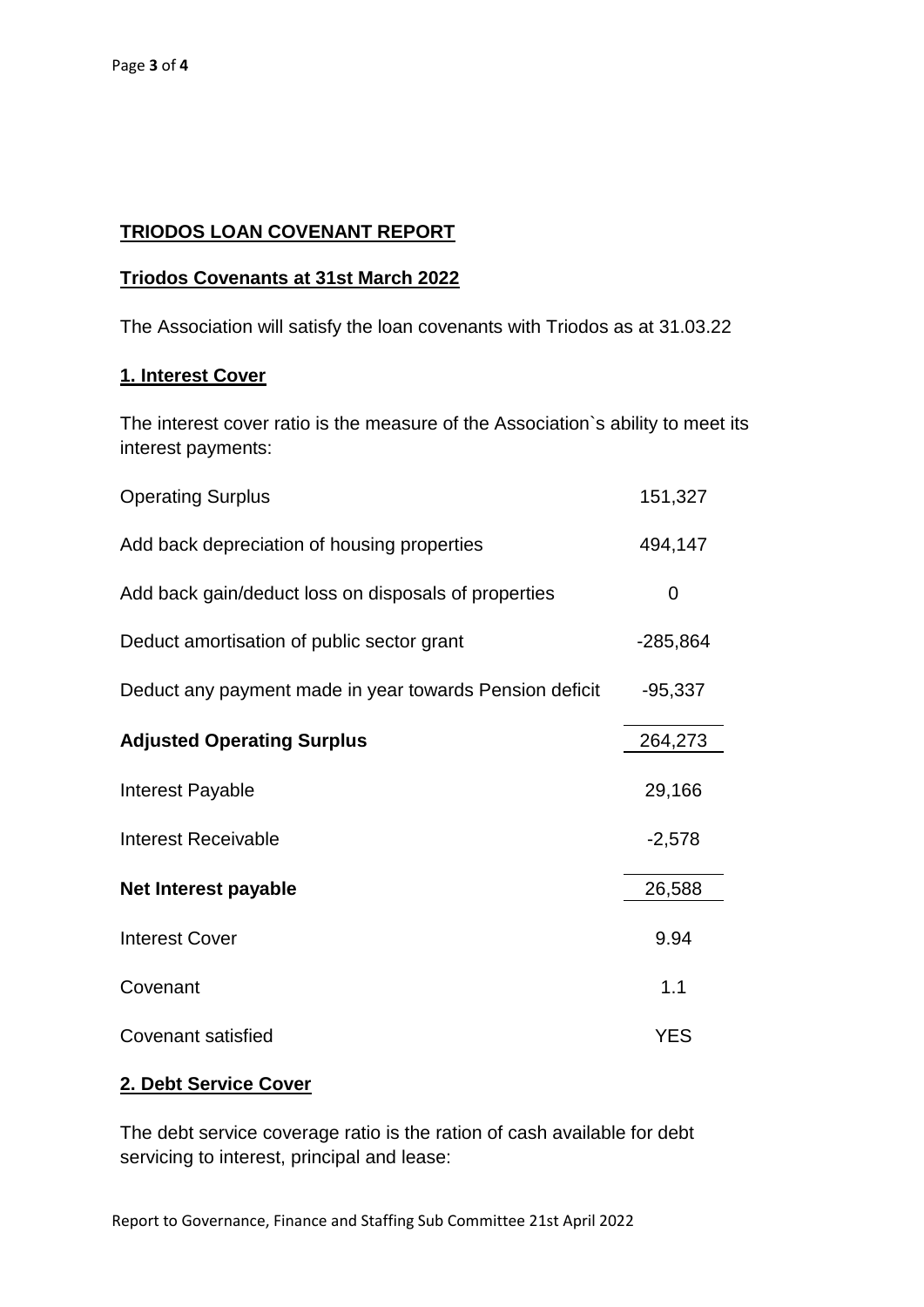**TRIODOS LOAN COVENANT REPORT**

**Triodos Covenants at 31st March 2022**

The Association will satisfy the loan covenants with Triodos as at 31.03.22

**1. Interest Cover**

The interest cover ratio is the measure of the Association`s ability to meet its interest payments:

| | |
|---|---|
| Operating Surplus | 151,327 |
| Add back depreciation of housing properties | 494,147 |
| Add back gain/deduct loss on disposals of properties | 0 |
| Deduct amortisation of public sector grant | -285,864 |
| Deduct any payment made in year towards Pension deficit | -95,337 |
| **Adjusted Operating Surplus** | 264,273 |
| Interest Payable | 29,166 |
| Interest Receivable | -2,578 |
| **Net Interest payable** | 26,588 |
| Interest Cover | 9.94 |
| Covenant | 1.1 |
| Covenant satisfied | YES |

**2. Debt Service Cover**

The debt service coverage ratio is the ration of cash available for debt servicing to interest, principal and lease:

Report to Governance, Finance and Staffing Sub Committee 21st April 2022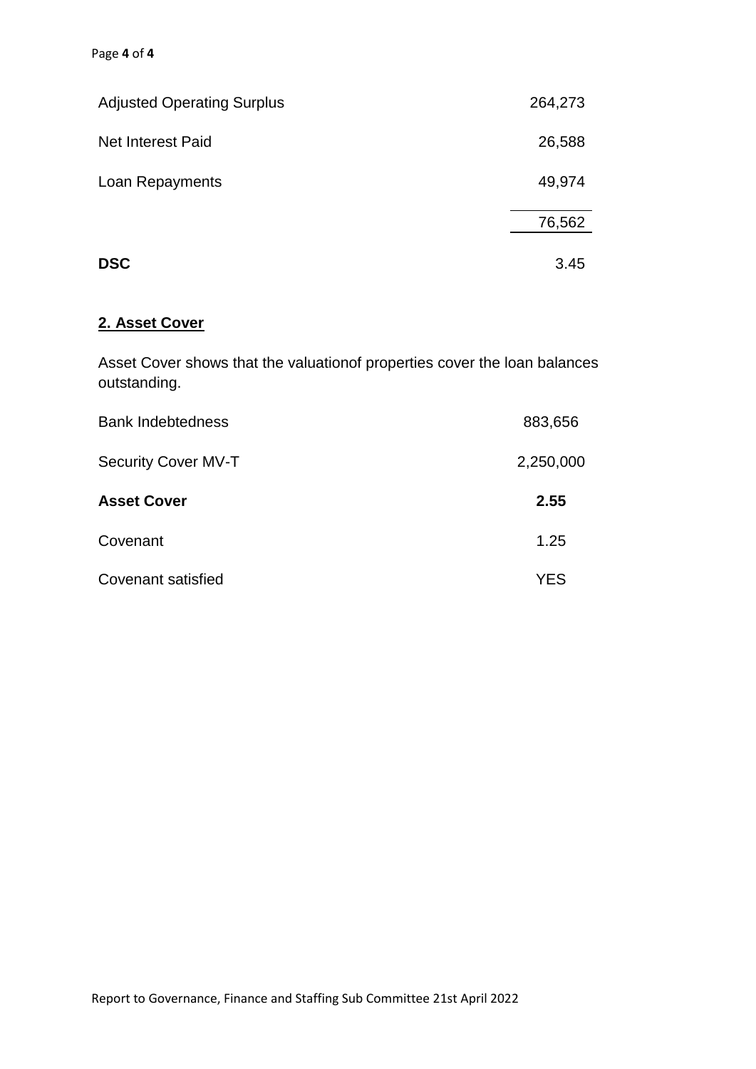| | |
|---|---|
| Adjusted Operating Surplus | 264,273 |
| Net Interest Paid | 26,588 |
| Loan Repayments | 49,974 |
| | 76,562 |
| **DSC** | 3.45 |

## 2. Asset Cover

Asset Cover shows that the valuationof properties cover the loan balances outstanding.

| | |
|---|---|
| Bank Indebtedness | 883,656 |
| Security Cover MV-T | 2,250,000 |
| **Asset Cover** | **2.55** |
| Covenant | 1.25 |
| Covenant satisfied | YES |